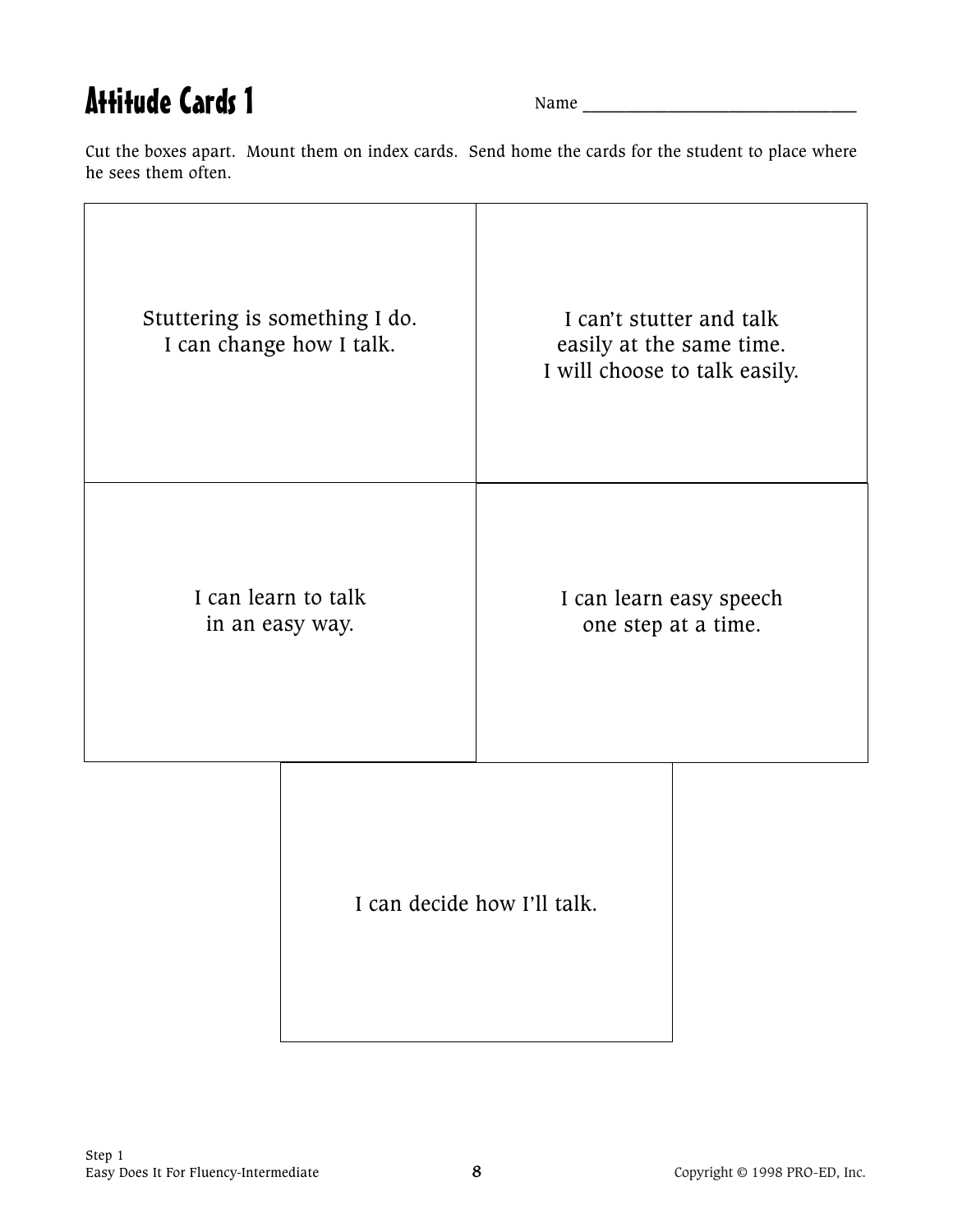# Attitude Cards 1

Name ________________________________

Cut the boxes apart. Mount them on index cards. Send home the cards for the student to place where he sees them often.

| | |
|---|---|
| Stuttering is something I do.<br>I can change how I talk. | I can't stutter and talk<br>easily at the same time.<br>I will choose to talk easily. |
| I can learn to talk<br>in an easy way. | I can learn easy speech<br>one step at a time. |

I can decide how I'll talk.

Step 1
Easy Does It For Fluency-Intermediate

Copyright © 1998 PRO-ED, Inc.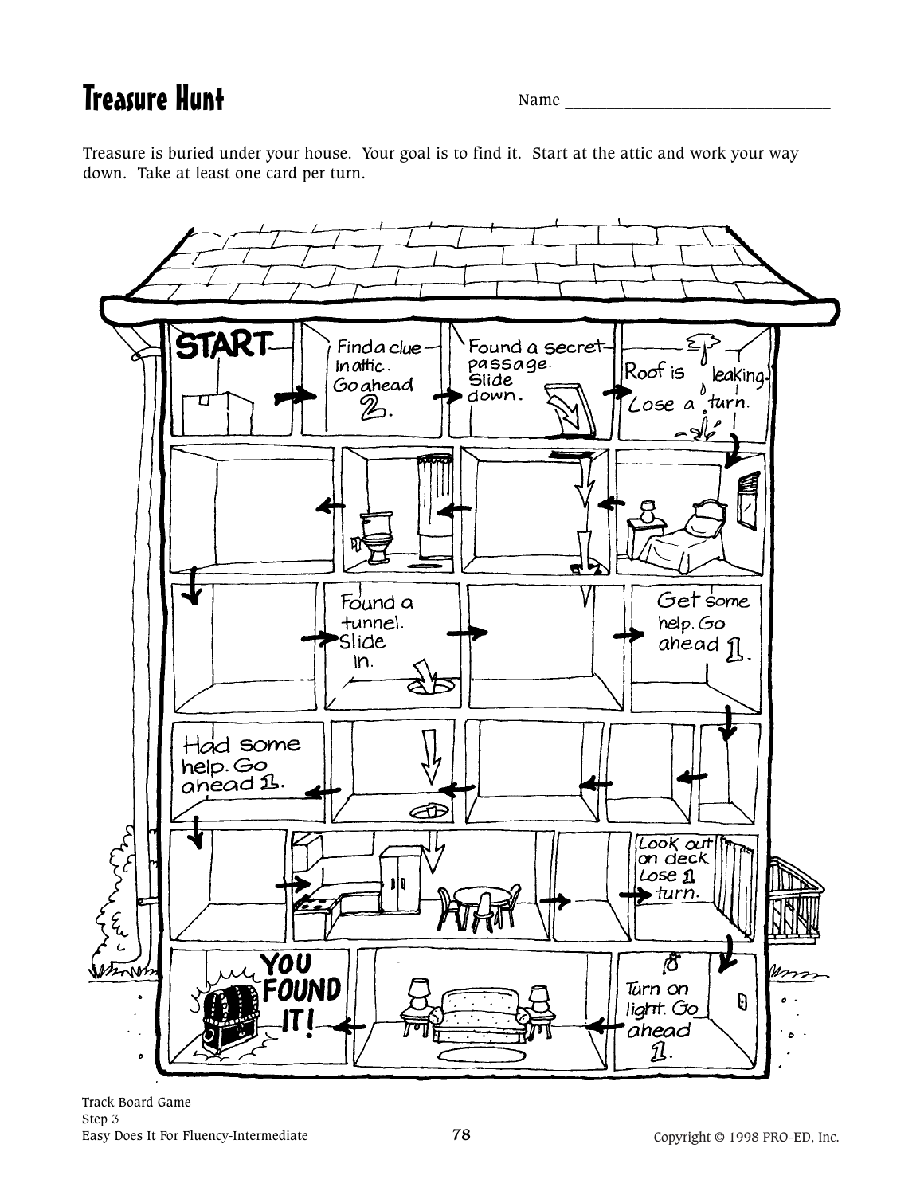# Treasure Hunt

Name ________________________________

Treasure is buried under your house. Your goal is to find it. Start at the attic and work your way down. Take at least one card per turn.

START

Find a clue in attic. Go ahead 2.

Found a secret passage. Slide down.

Roof is leaking. Lose a turn.

Found a tunnel. Slide in.

Get some help. Go ahead 1.

Had some help. Go ahead 1.

Look out on deck. Lose 1 turn.

Turn on light. Go ahead 1.

YOU FOUND IT!

Track Board Game
Step 3
Easy Does It For Fluency-Intermediate

Copyright © 1998 PRO-ED, Inc.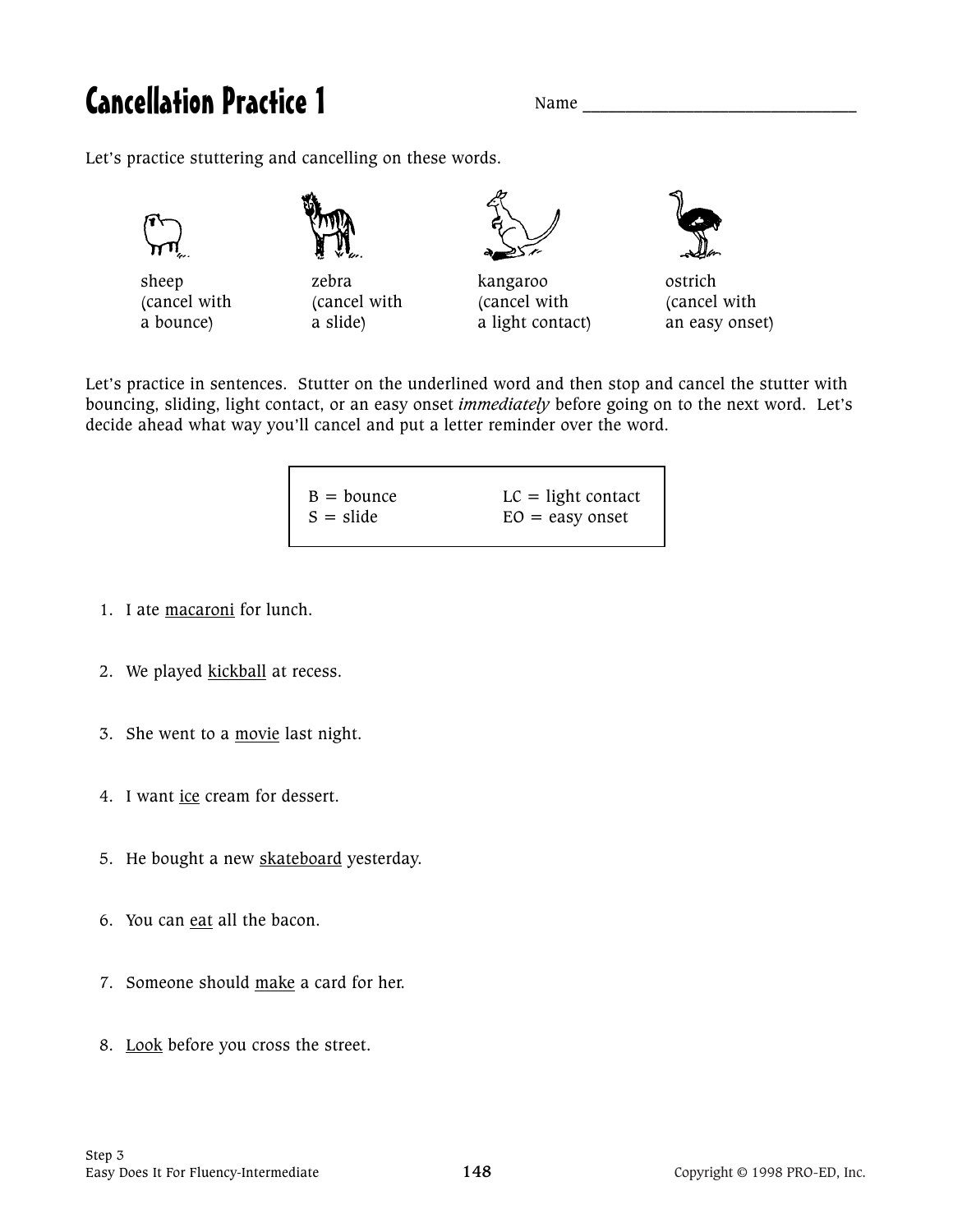# Cancellation Practice 1

Name ______________________________

Let's practice stuttering and cancelling on these words.

| sheep | zebra | kangaroo | ostrich |
|---|---|---|---|
| (cancel with a bounce) | (cancel with a slide) | (cancel with a light contact) | (cancel with an easy onset) |

Let's practice in sentences. Stutter on the underlined word and then stop and cancel the stutter with bouncing, sliding, light contact, or an easy onset *immediately* before going on to the next word. Let's decide ahead what way you'll cancel and put a letter reminder over the word.

| | |
|---|---|
| B = bounce | LC = light contact |
| S = slide | EO = easy onset |

1. I ate <u>macaroni</u> for lunch.
2. We played <u>kickball</u> at recess.
3. She went to a <u>movie</u> last night.
4. I want <u>ice</u> cream for dessert.
5. He bought a new <u>skateboard</u> yesterday.
6. You can <u>eat</u> all the bacon.
7. Someone should <u>make</u> a card for her.
8. <u>Look</u> before you cross the street.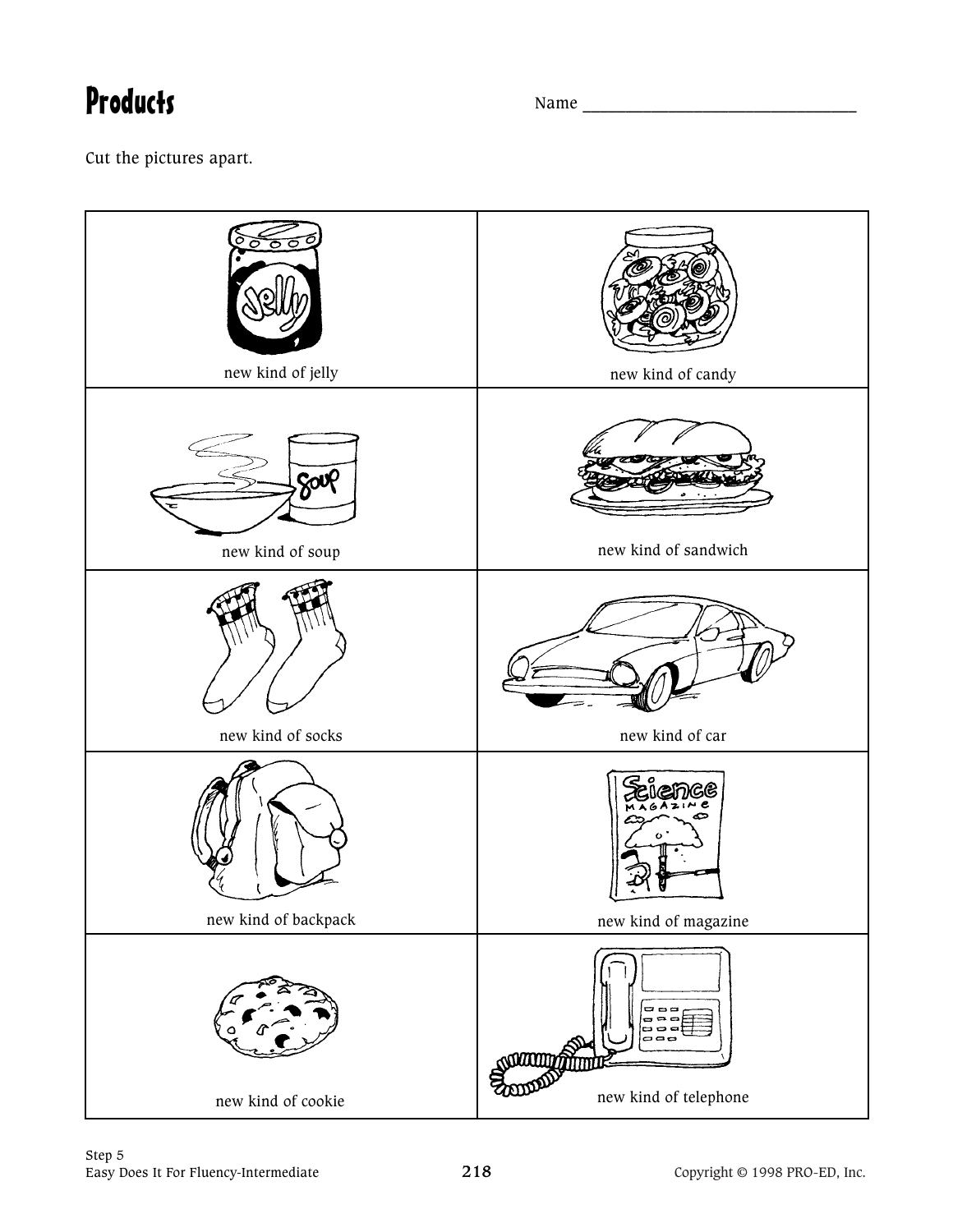# Products

Name ________________________________

Cut the pictures apart.

| | |
|---|---|
| new kind of jelly | new kind of candy |
| new kind of soup | new kind of sandwich |
| new kind of socks | new kind of car |
| new kind of backpack | new kind of magazine |
| new kind of cookie | new kind of telephone |

Step 5
Easy Does It For Fluency-Intermediate

Copyright © 1998 PRO-ED, Inc.